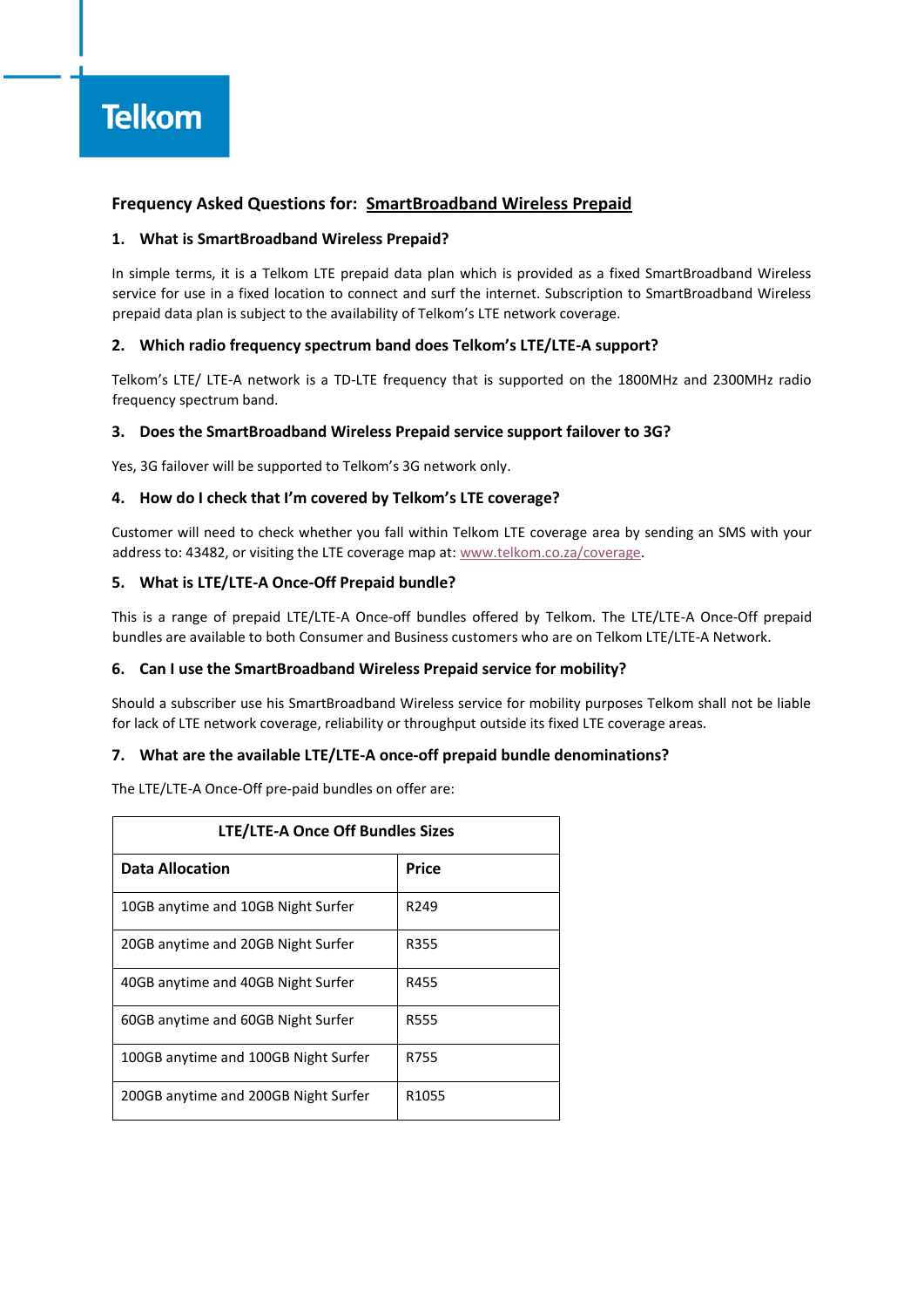Telkom

## Frequency Asked Questions for: <u>SmartBroadband Wireless Prepaid</u>

### 1. What is SmartBroadband Wireless Prepaid?

In simple terms, it is a Telkom LTE prepaid data plan which is provided as a fixed SmartBroadband Wireless service for use in a fixed location to connect and surf the internet. Subscription to SmartBroadband Wireless prepaid data plan is subject to the availability of Telkom's LTE network coverage.

### 2. Which radio frequency spectrum band does Telkom's LTE/LTE-A support?

Telkom's LTE/ LTE-A network is a TD-LTE frequency that is supported on the 1800MHz and 2300MHz radio frequency spectrum band.

### 3. Does the SmartBroadband Wireless Prepaid service support failover to 3G?

Yes, 3G failover will be supported to Telkom's 3G network only.

### 4. How do I check that I'm covered by Telkom's LTE coverage?

Customer will need to check whether you fall within Telkom LTE coverage area by sending an SMS with your address to: 43482, or visiting the LTE coverage map at: www.telkom.co.za/coverage.

### 5. What is LTE/LTE-A Once-Off Prepaid bundle?

This is a range of prepaid LTE/LTE-A Once-off bundles offered by Telkom. The LTE/LTE-A Once-Off prepaid bundles are available to both Consumer and Business customers who are on Telkom LTE/LTE-A Network.

### 6. Can I use the SmartBroadband Wireless Prepaid service for mobility?

Should a subscriber use his SmartBroadband Wireless service for mobility purposes Telkom shall not be liable for lack of LTE network coverage, reliability or throughput outside its fixed LTE coverage areas.

### 7. What are the available LTE/LTE-A once-off prepaid bundle denominations?

The LTE/LTE-A Once-Off pre-paid bundles on offer are:

| LTE/LTE-A Once Off Bundles Sizes | |
|---|---|
| **Data Allocation** | **Price** |
| 10GB anytime and 10GB Night Surfer | R249 |
| 20GB anytime and 20GB Night Surfer | R355 |
| 40GB anytime and 40GB Night Surfer | R455 |
| 60GB anytime and 60GB Night Surfer | R555 |
| 100GB anytime and 100GB Night Surfer | R755 |
| 200GB anytime and 200GB Night Surfer | R1055 |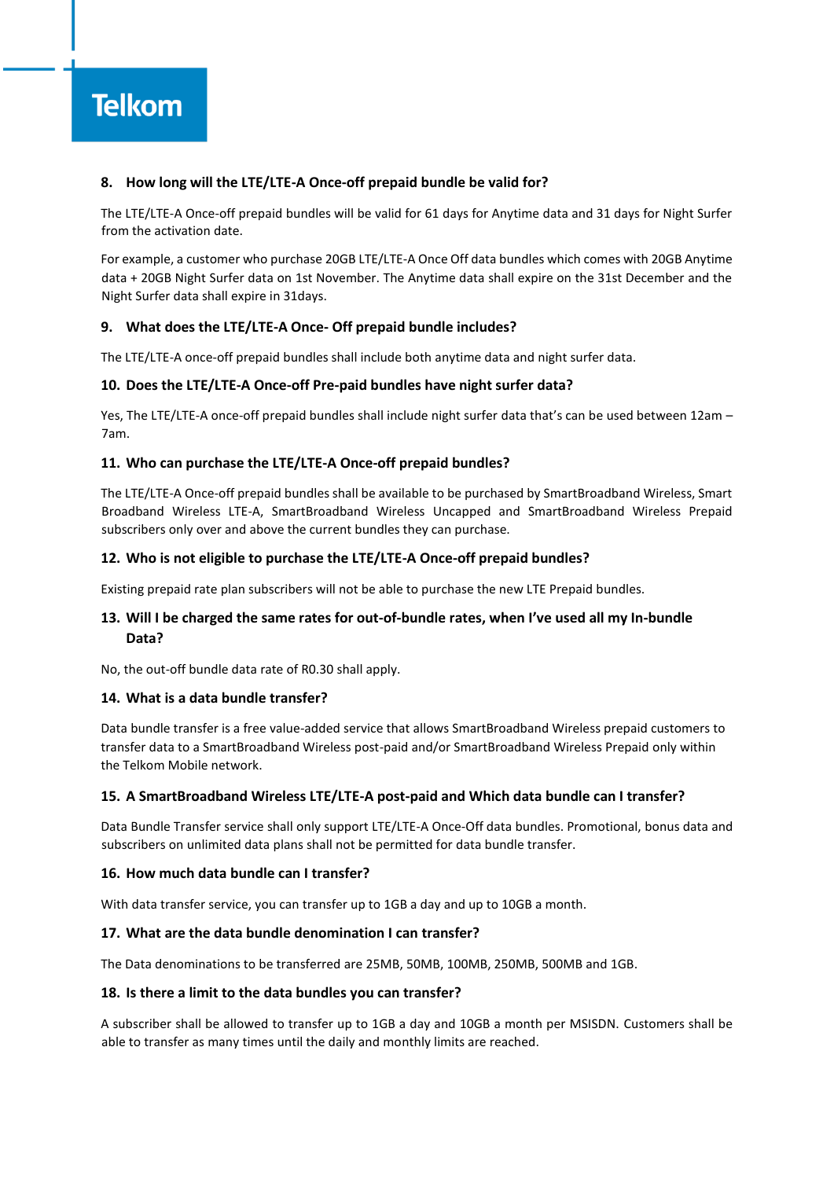### 8. How long will the LTE/LTE-A Once-off prepaid bundle be valid for?

The LTE/LTE-A Once-off prepaid bundles will be valid for 61 days for Anytime data and 31 days for Night Surfer from the activation date.

For example, a customer who purchase 20GB LTE/LTE-A Once Off data bundles which comes with 20GB Anytime data + 20GB Night Surfer data on 1st November. The Anytime data shall expire on the 31st December and the Night Surfer data shall expire in 31days.

### 9. What does the LTE/LTE-A Once- Off prepaid bundle includes?

The LTE/LTE-A once-off prepaid bundles shall include both anytime data and night surfer data.

### 10. Does the LTE/LTE-A Once-off Pre-paid bundles have night surfer data?

Yes, The LTE/LTE-A once-off prepaid bundles shall include night surfer data that's can be used between 12am – 7am.

### 11. Who can purchase the LTE/LTE-A Once-off prepaid bundles?

The LTE/LTE-A Once-off prepaid bundles shall be available to be purchased by SmartBroadband Wireless, Smart Broadband Wireless LTE-A, SmartBroadband Wireless Uncapped and SmartBroadband Wireless Prepaid subscribers only over and above the current bundles they can purchase.

### 12. Who is not eligible to purchase the LTE/LTE-A Once-off prepaid bundles?

Existing prepaid rate plan subscribers will not be able to purchase the new LTE Prepaid bundles.

### 13. Will I be charged the same rates for out-of-bundle rates, when I've used all my In-bundle Data?

No, the out-off bundle data rate of R0.30 shall apply.

### 14. What is a data bundle transfer?

Data bundle transfer is a free value-added service that allows SmartBroadband Wireless prepaid customers to transfer data to a SmartBroadband Wireless post-paid and/or SmartBroadband Wireless Prepaid only within the Telkom Mobile network.

### 15. A SmartBroadband Wireless LTE/LTE-A post-paid and Which data bundle can I transfer?

Data Bundle Transfer service shall only support LTE/LTE-A Once-Off data bundles. Promotional, bonus data and subscribers on unlimited data plans shall not be permitted for data bundle transfer.

### 16. How much data bundle can I transfer?

With data transfer service, you can transfer up to 1GB a day and up to 10GB a month.

### 17. What are the data bundle denomination I can transfer?

The Data denominations to be transferred are 25MB, 50MB, 100MB, 250MB, 500MB and 1GB.

### 18. Is there a limit to the data bundles you can transfer?

A subscriber shall be allowed to transfer up to 1GB a day and 10GB a month per MSISDN. Customers shall be able to transfer as many times until the daily and monthly limits are reached.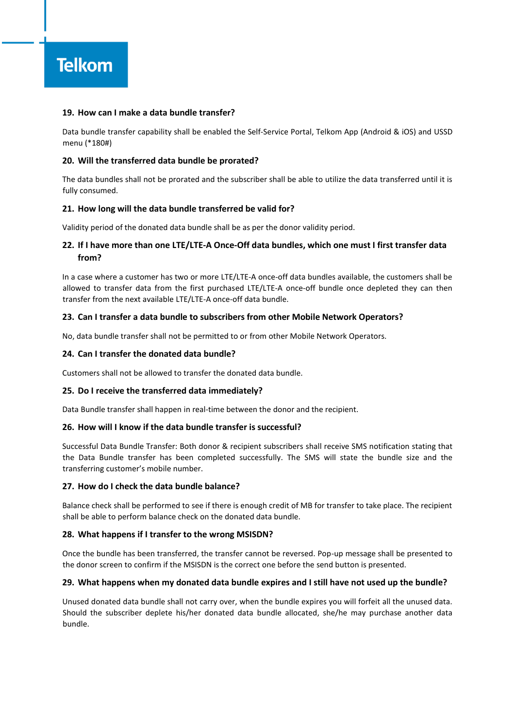## 19. How can I make a data bundle transfer?

Data bundle transfer capability shall be enabled the Self-Service Portal, Telkom App (Android & iOS) and USSD menu (*180#)

## 20. Will the transferred data bundle be prorated?

The data bundles shall not be prorated and the subscriber shall be able to utilize the data transferred until it is fully consumed.

## 21. How long will the data bundle transferred be valid for?

Validity period of the donated data bundle shall be as per the donor validity period.

## 22. If I have more than one LTE/LTE-A Once-Off data bundles, which one must I first transfer data from?

In a case where a customer has two or more LTE/LTE-A once-off data bundles available, the customers shall be allowed to transfer data from the first purchased LTE/LTE-A once-off bundle once depleted they can then transfer from the next available LTE/LTE-A once-off data bundle.

## 23. Can I transfer a data bundle to subscribers from other Mobile Network Operators?

No, data bundle transfer shall not be permitted to or from other Mobile Network Operators.

## 24. Can I transfer the donated data bundle?

Customers shall not be allowed to transfer the donated data bundle.

## 25. Do I receive the transferred data immediately?

Data Bundle transfer shall happen in real-time between the donor and the recipient.

## 26. How will I know if the data bundle transfer is successful?

Successful Data Bundle Transfer: Both donor & recipient subscribers shall receive SMS notification stating that the Data Bundle transfer has been completed successfully. The SMS will state the bundle size and the transferring customer's mobile number.

## 27. How do I check the data bundle balance?

Balance check shall be performed to see if there is enough credit of MB for transfer to take place. The recipient shall be able to perform balance check on the donated data bundle.

## 28. What happens if I transfer to the wrong MSISDN?

Once the bundle has been transferred, the transfer cannot be reversed. Pop-up message shall be presented to the donor screen to confirm if the MSISDN is the correct one before the send button is presented.

## 29. What happens when my donated data bundle expires and I still have not used up the bundle?

Unused donated data bundle shall not carry over, when the bundle expires you will forfeit all the unused data. Should the subscriber deplete his/her donated data bundle allocated, she/he may purchase another data bundle.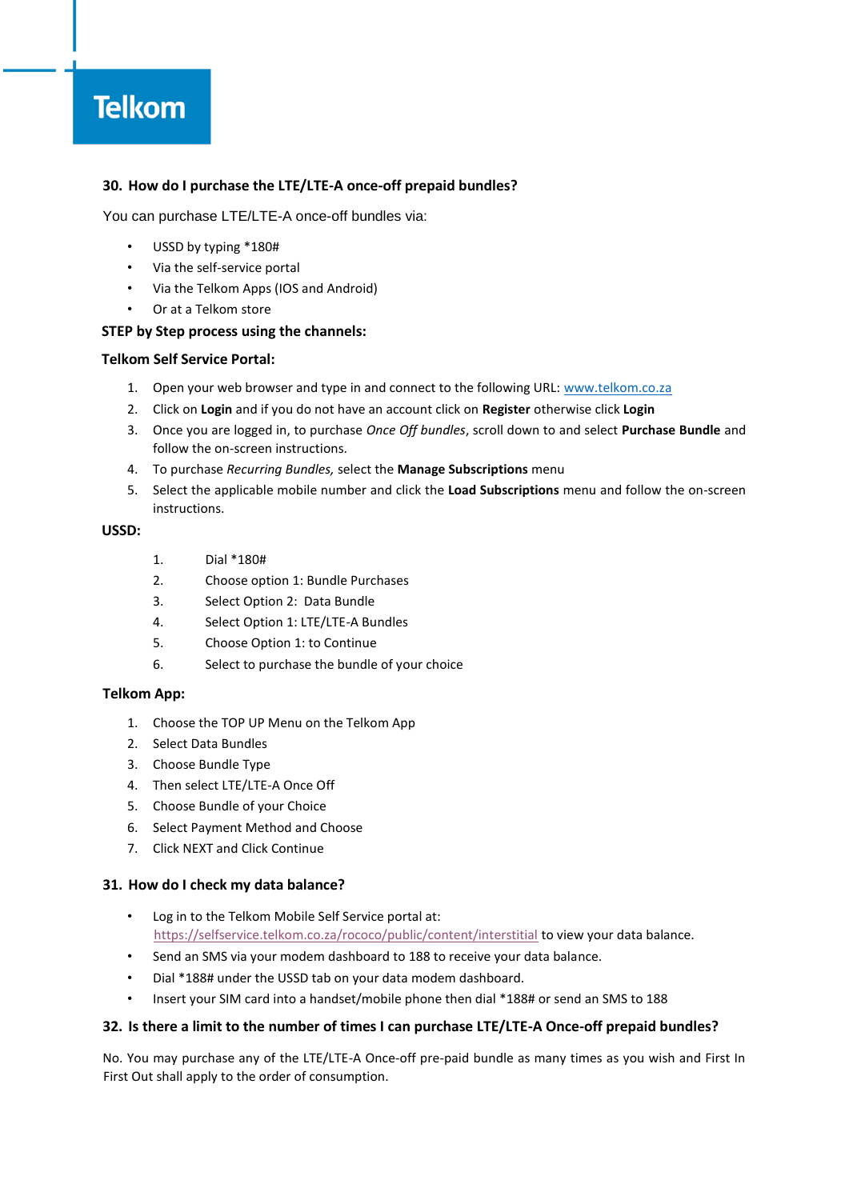## 30. How do I purchase the LTE/LTE-A once-off prepaid bundles?

You can purchase LTE/LTE-A once-off bundles via:

- USSD by typing *180#
- Via the self-service portal
- Via the Telkom Apps (IOS and Android)
- Or at a Telkom store

**STEP by Step process using the channels:**

**Telkom Self Service Portal:**

1. Open your web browser and type in and connect to the following URL: [www.telkom.co.za](http://www.telkom.co.za)
2. Click on **Login** and if you do not have an account click on **Register** otherwise click **Login**
3. Once you are logged in, to purchase *Once Off bundles*, scroll down to and select **Purchase Bundle** and follow the on-screen instructions.
4. To purchase *Recurring Bundles,* select the **Manage Subscriptions** menu
5. Select the applicable mobile number and click the **Load Subscriptions** menu and follow the on-screen instructions.

**USSD:**

1. Dial *180#
2. Choose option 1: Bundle Purchases
3. Select Option 2: Data Bundle
4. Select Option 1: LTE/LTE-A Bundles
5. Choose Option 1: to Continue
6. Select to purchase the bundle of your choice

**Telkom App:**

1. Choose the TOP UP Menu on the Telkom App
2. Select Data Bundles
3. Choose Bundle Type
4. Then select LTE/LTE-A Once Off
5. Choose Bundle of your Choice
6. Select Payment Method and Choose
7. Click NEXT and Click Continue

## 31. How do I check my data balance?

- Log in to the Telkom Mobile Self Service portal at: [https://selfservice.telkom.co.za/rococo/public/content/interstitial](https://selfservice.telkom.co.za/rococo/public/content/interstitial) to view your data balance.
- Send an SMS via your modem dashboard to 188 to receive your data balance.
- Dial *188# under the USSD tab on your data modem dashboard.
- Insert your SIM card into a handset/mobile phone then dial *188# or send an SMS to 188

## 32. Is there a limit to the number of times I can purchase LTE/LTE-A Once-off prepaid bundles?

No. You may purchase any of the LTE/LTE-A Once-off pre-paid bundle as many times as you wish and First In First Out shall apply to the order of consumption.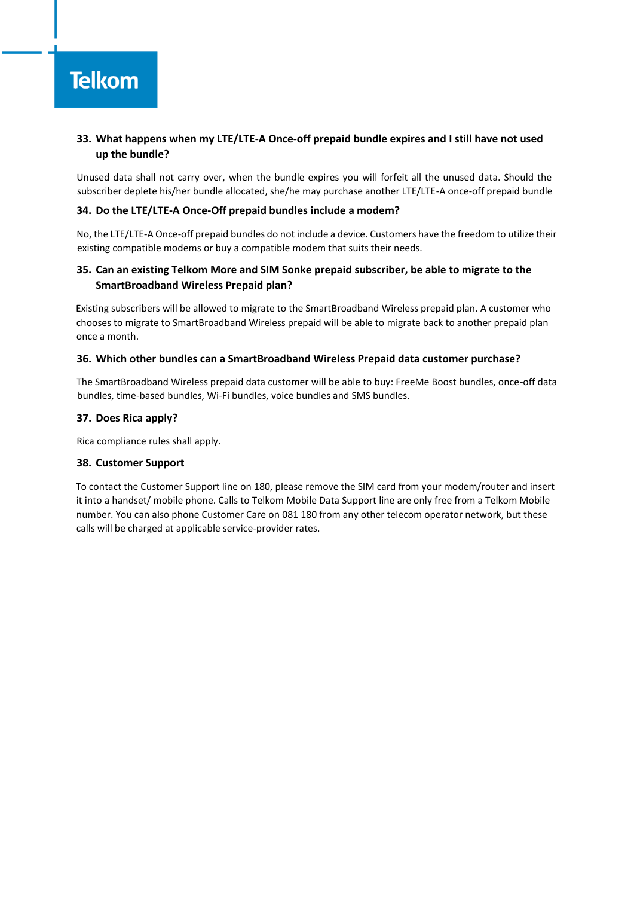**33. What happens when my LTE/LTE-A Once-off prepaid bundle expires and I still have not used up the bundle?**

Unused data shall not carry over, when the bundle expires you will forfeit all the unused data. Should the subscriber deplete his/her bundle allocated, she/he may purchase another LTE/LTE-A once-off prepaid bundle

**34. Do the LTE/LTE-A Once-Off prepaid bundles include a modem?**

No, the LTE/LTE-A Once-off prepaid bundles do not include a device. Customers have the freedom to utilize their existing compatible modems or buy a compatible modem that suits their needs.

**35. Can an existing Telkom More and SIM Sonke prepaid subscriber, be able to migrate to the SmartBroadband Wireless Prepaid plan?**

Existing subscribers will be allowed to migrate to the SmartBroadband Wireless prepaid plan. A customer who chooses to migrate to SmartBroadband Wireless prepaid will be able to migrate back to another prepaid plan once a month.

**36. Which other bundles can a SmartBroadband Wireless Prepaid data customer purchase?**

The SmartBroadband Wireless prepaid data customer will be able to buy: FreeMe Boost bundles, once-off data bundles, time-based bundles, Wi-Fi bundles, voice bundles and SMS bundles.

**37. Does Rica apply?**

Rica compliance rules shall apply.

**38. Customer Support**

To contact the Customer Support line on 180, please remove the SIM card from your modem/router and insert it into a handset/ mobile phone. Calls to Telkom Mobile Data Support line are only free from a Telkom Mobile number. You can also phone Customer Care on 081 180 from any other telecom operator network, but these calls will be charged at applicable service-provider rates.